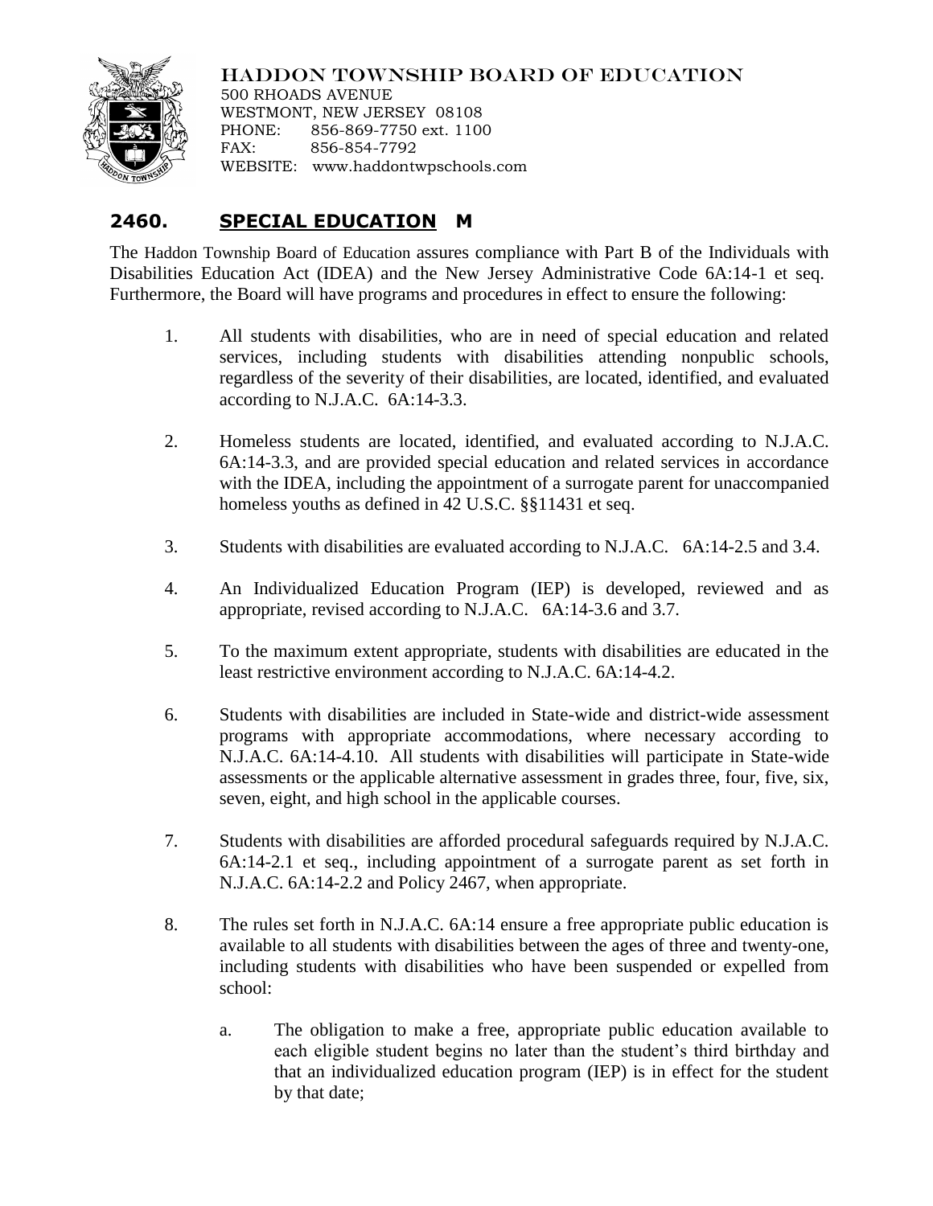HADDON TOWNSHIP BOARD OF EDUCATION
500 RHOADS AVENUE
WESTMONT, NEW JERSEY 08108
PHONE: 856-869-7750 ext. 1100
FAX: 856-854-7792
WEBSITE: www.haddontwpschools.com

## 2460. SPECIAL EDUCATION M

The Haddon Township Board of Education assures compliance with Part B of the Individuals with Disabilities Education Act (IDEA) and the New Jersey Administrative Code 6A:14-1 et seq. Furthermore, the Board will have programs and procedures in effect to ensure the following:

1. All students with disabilities, who are in need of special education and related services, including students with disabilities attending nonpublic schools, regardless of the severity of their disabilities, are located, identified, and evaluated according to N.J.A.C. 6A:14-3.3.

2. Homeless students are located, identified, and evaluated according to N.J.A.C. 6A:14-3.3, and are provided special education and related services in accordance with the IDEA, including the appointment of a surrogate parent for unaccompanied homeless youths as defined in 42 U.S.C. §§11431 et seq.

3. Students with disabilities are evaluated according to N.J.A.C. 6A:14-2.5 and 3.4.

4. An Individualized Education Program (IEP) is developed, reviewed and as appropriate, revised according to N.J.A.C. 6A:14-3.6 and 3.7.

5. To the maximum extent appropriate, students with disabilities are educated in the least restrictive environment according to N.J.A.C. 6A:14-4.2.

6. Students with disabilities are included in State-wide and district-wide assessment programs with appropriate accommodations, where necessary according to N.J.A.C. 6A:14-4.10. All students with disabilities will participate in State-wide assessments or the applicable alternative assessment in grades three, four, five, six, seven, eight, and high school in the applicable courses.

7. Students with disabilities are afforded procedural safeguards required by N.J.A.C. 6A:14-2.1 et seq., including appointment of a surrogate parent as set forth in N.J.A.C. 6A:14-2.2 and Policy 2467, when appropriate.

8. The rules set forth in N.J.A.C. 6A:14 ensure a free appropriate public education is available to all students with disabilities between the ages of three and twenty-one, including students with disabilities who have been suspended or expelled from school:

   a. The obligation to make a free, appropriate public education available to each eligible student begins no later than the student's third birthday and that an individualized education program (IEP) is in effect for the student by that date;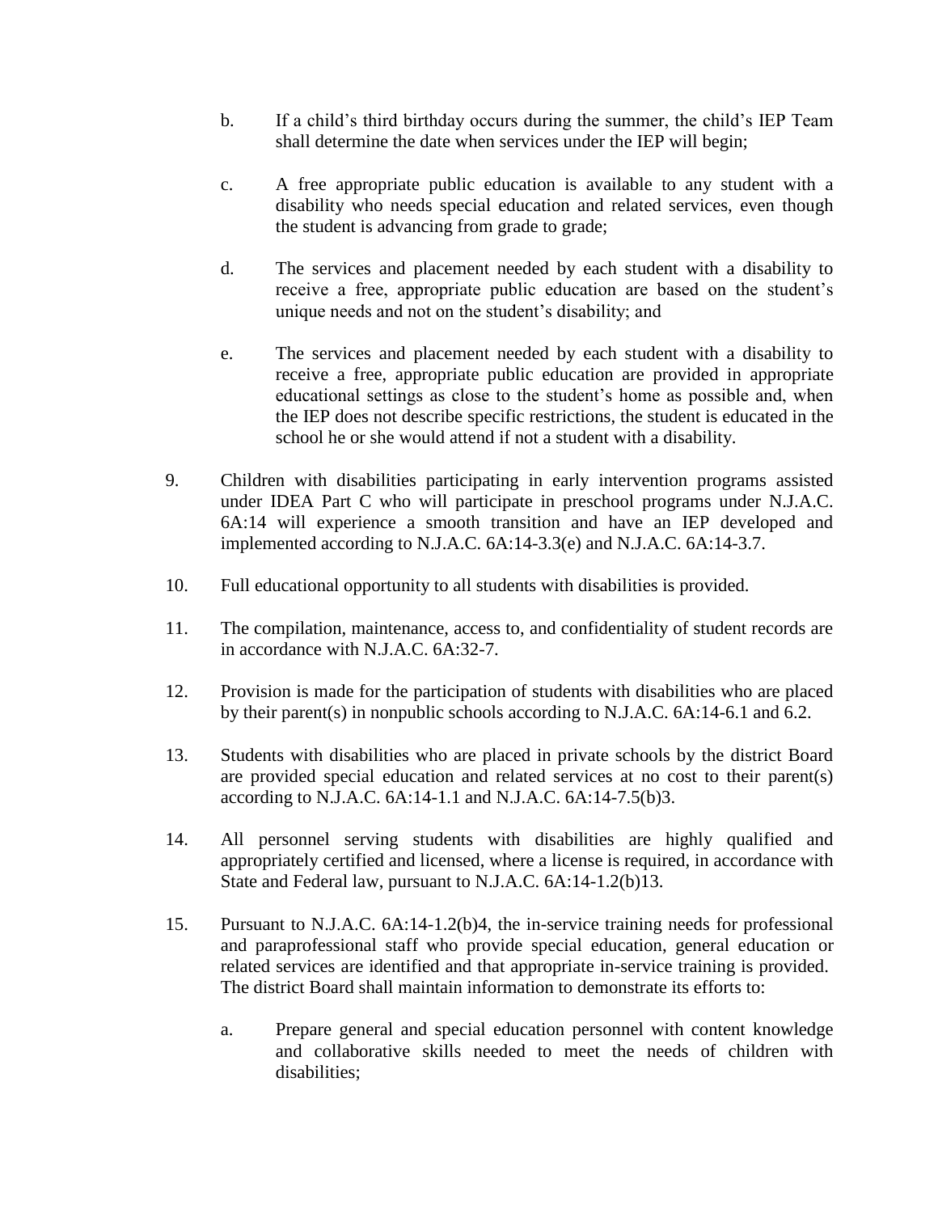b. If a child's third birthday occurs during the summer, the child's IEP Team shall determine the date when services under the IEP will begin;

c. A free appropriate public education is available to any student with a disability who needs special education and related services, even though the student is advancing from grade to grade;

d. The services and placement needed by each student with a disability to receive a free, appropriate public education are based on the student's unique needs and not on the student's disability; and

e. The services and placement needed by each student with a disability to receive a free, appropriate public education are provided in appropriate educational settings as close to the student's home as possible and, when the IEP does not describe specific restrictions, the student is educated in the school he or she would attend if not a student with a disability.

9. Children with disabilities participating in early intervention programs assisted under IDEA Part C who will participate in preschool programs under N.J.A.C. 6A:14 will experience a smooth transition and have an IEP developed and implemented according to N.J.A.C. 6A:14-3.3(e) and N.J.A.C. 6A:14-3.7.

10. Full educational opportunity to all students with disabilities is provided.

11. The compilation, maintenance, access to, and confidentiality of student records are in accordance with N.J.A.C. 6A:32-7.

12. Provision is made for the participation of students with disabilities who are placed by their parent(s) in nonpublic schools according to N.J.A.C. 6A:14-6.1 and 6.2.

13. Students with disabilities who are placed in private schools by the district Board are provided special education and related services at no cost to their parent(s) according to N.J.A.C. 6A:14-1.1 and N.J.A.C. 6A:14-7.5(b)3.

14. All personnel serving students with disabilities are highly qualified and appropriately certified and licensed, where a license is required, in accordance with State and Federal law, pursuant to N.J.A.C. 6A:14-1.2(b)13.

15. Pursuant to N.J.A.C. 6A:14-1.2(b)4, the in-service training needs for professional and paraprofessional staff who provide special education, general education or related services are identified and that appropriate in-service training is provided. The district Board shall maintain information to demonstrate its efforts to:

    a. Prepare general and special education personnel with content knowledge and collaborative skills needed to meet the needs of children with disabilities;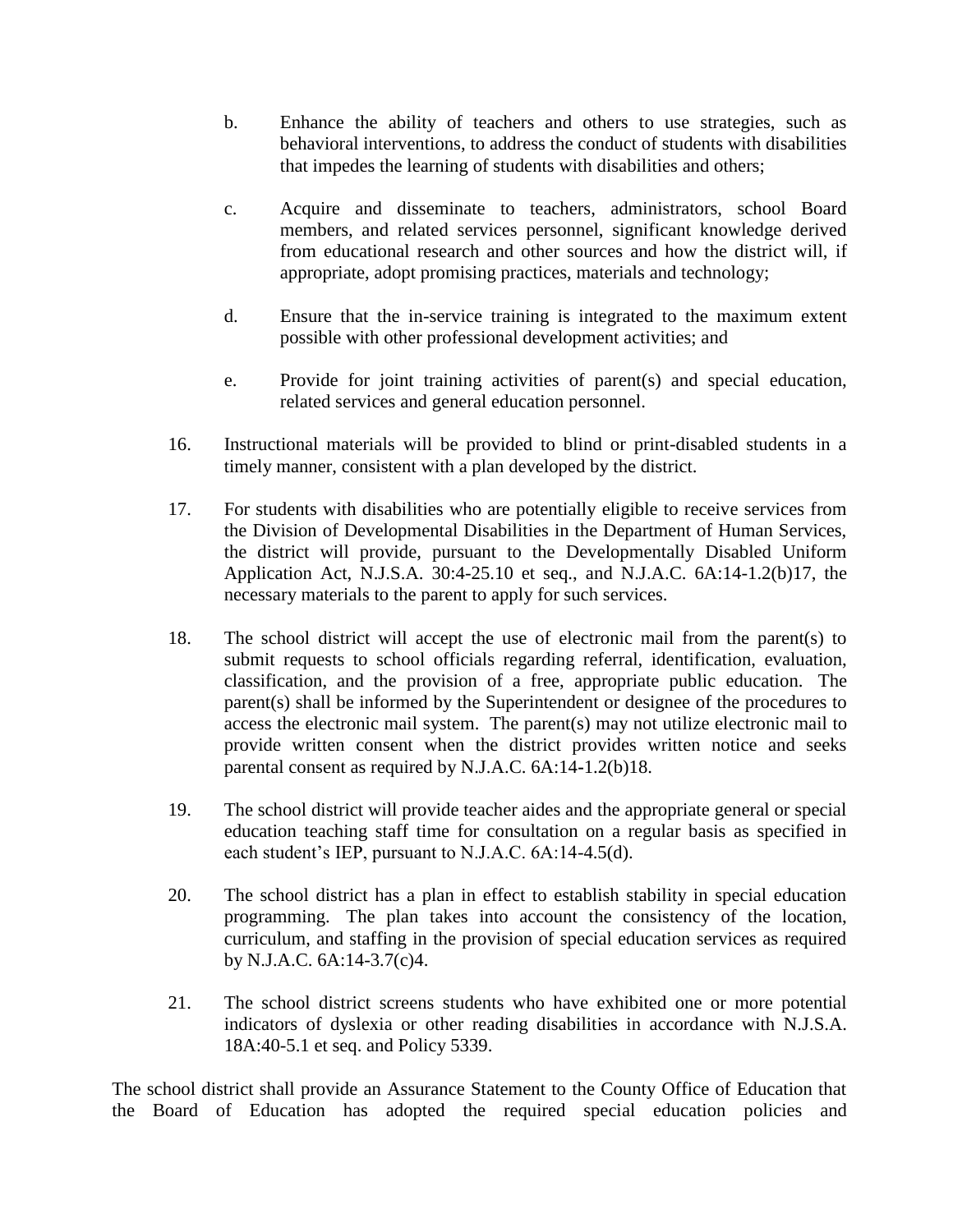b. Enhance the ability of teachers and others to use strategies, such as behavioral interventions, to address the conduct of students with disabilities that impedes the learning of students with disabilities and others;

   c. Acquire and disseminate to teachers, administrators, school Board members, and related services personnel, significant knowledge derived from educational research and other sources and how the district will, if appropriate, adopt promising practices, materials and technology;

   d. Ensure that the in-service training is integrated to the maximum extent possible with other professional development activities; and

   e. Provide for joint training activities of parent(s) and special education, related services and general education personnel.

16. Instructional materials will be provided to blind or print-disabled students in a timely manner, consistent with a plan developed by the district.

17. For students with disabilities who are potentially eligible to receive services from the Division of Developmental Disabilities in the Department of Human Services, the district will provide, pursuant to the Developmentally Disabled Uniform Application Act, N.J.S.A. 30:4-25.10 et seq., and N.J.A.C. 6A:14-1.2(b)17, the necessary materials to the parent to apply for such services.

18. The school district will accept the use of electronic mail from the parent(s) to submit requests to school officials regarding referral, identification, evaluation, classification, and the provision of a free, appropriate public education. The parent(s) shall be informed by the Superintendent or designee of the procedures to access the electronic mail system. The parent(s) may not utilize electronic mail to provide written consent when the district provides written notice and seeks parental consent as required by N.J.A.C. 6A:14-1.2(b)18.

19. The school district will provide teacher aides and the appropriate general or special education teaching staff time for consultation on a regular basis as specified in each student's IEP, pursuant to N.J.A.C. 6A:14-4.5(d).

20. The school district has a plan in effect to establish stability in special education programming. The plan takes into account the consistency of the location, curriculum, and staffing in the provision of special education services as required by N.J.A.C. 6A:14-3.7(c)4.

21. The school district screens students who have exhibited one or more potential indicators of dyslexia or other reading disabilities in accordance with N.J.S.A. 18A:40-5.1 et seq. and Policy 5339.

The school district shall provide an Assurance Statement to the County Office of Education that the Board of Education has adopted the required special education policies and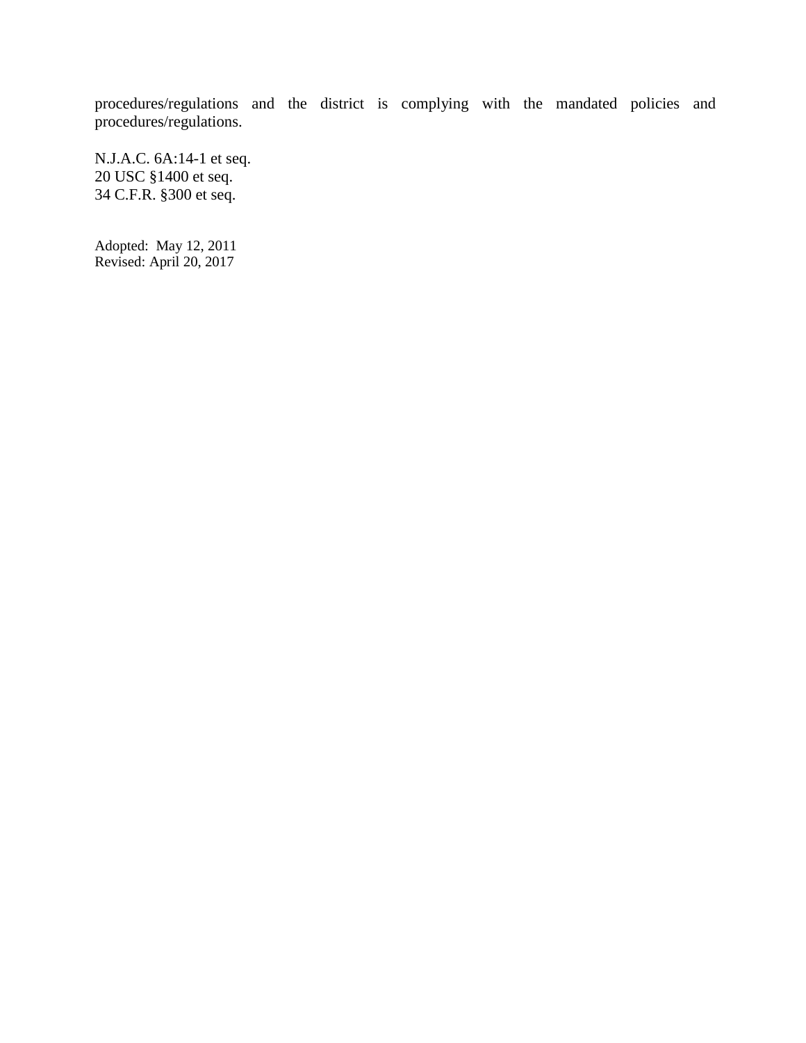procedures/regulations and the district is complying with the mandated policies and procedures/regulations.

N.J.A.C. 6A:14-1 et seq.
20 USC §1400 et seq.
34 C.F.R. §300 et seq.

Adopted: May 12, 2011
Revised: April 20, 2017